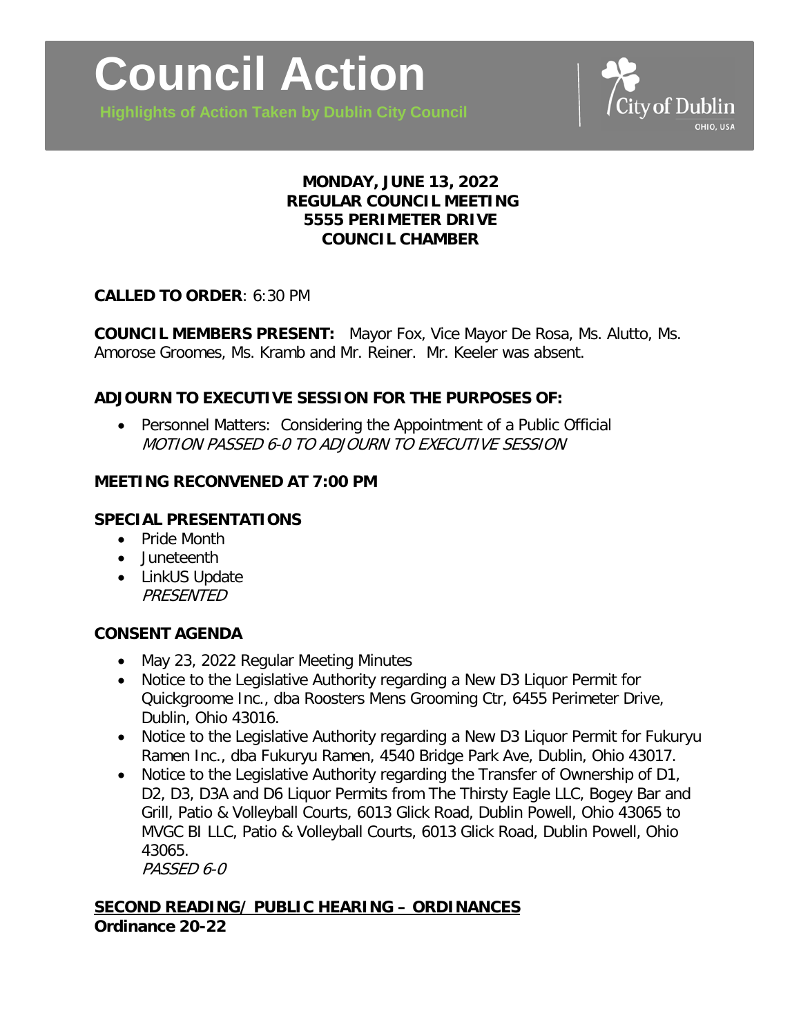# Council Action

**Highlights of Action Taken by Dublin City Council**

City of Dublin
OHIO, USA

**MONDAY, JUNE 13, 2022**
**REGULAR COUNCIL MEETING**
**5555 PERIMETER DRIVE**
**COUNCIL CHAMBER**

**CALLED TO ORDER**: 6:30 PM

**COUNCIL MEMBERS PRESENT:** Mayor Fox, Vice Mayor De Rosa, Ms. Alutto, Ms. Amorose Groomes, Ms. Kramb and Mr. Reiner. Mr. Keeler was absent.

## ADJOURN TO EXECUTIVE SESSION FOR THE PURPOSES OF:

- Personnel Matters: Considering the Appointment of a Public Official
  *MOTION PASSED 6-0 TO ADJOURN TO EXECUTIVE SESSION*

## MEETING RECONVENED AT 7:00 PM

## SPECIAL PRESENTATIONS

- Pride Month
- Juneteenth
- LinkUS Update
  *PRESENTED*

## CONSENT AGENDA

- May 23, 2022 Regular Meeting Minutes
- Notice to the Legislative Authority regarding a New D3 Liquor Permit for Quickgroome Inc., dba Roosters Mens Grooming Ctr, 6455 Perimeter Drive, Dublin, Ohio 43016.
- Notice to the Legislative Authority regarding a New D3 Liquor Permit for Fukuryu Ramen Inc., dba Fukuryu Ramen, 4540 Bridge Park Ave, Dublin, Ohio 43017.
- Notice to the Legislative Authority regarding the Transfer of Ownership of D1, D2, D3, D3A and D6 Liquor Permits from The Thirsty Eagle LLC, Bogey Bar and Grill, Patio & Volleyball Courts, 6013 Glick Road, Dublin Powell, Ohio 43065 to MVGC BI LLC, Patio & Volleyball Courts, 6013 Glick Road, Dublin Powell, Ohio 43065.
  *PASSED 6-0*

## SECOND READING/ PUBLIC HEARING – ORDINANCES

**Ordinance 20-22**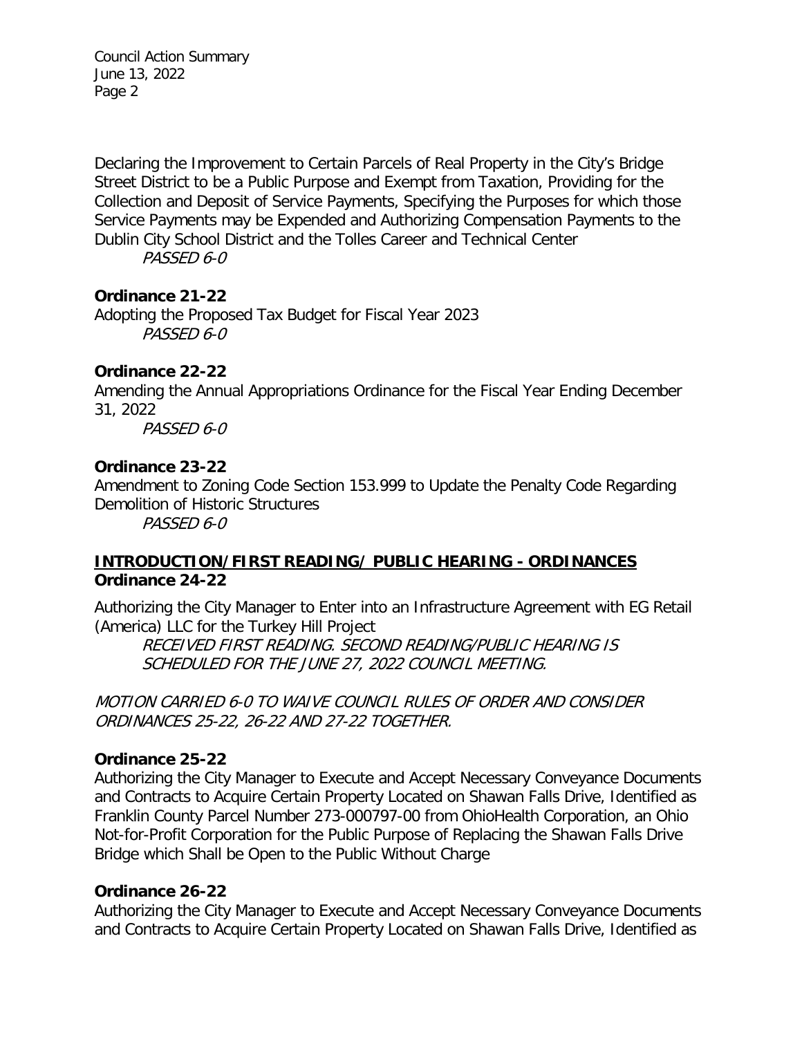Declaring the Improvement to Certain Parcels of Real Property in the City's Bridge Street District to be a Public Purpose and Exempt from Taxation, Providing for the Collection and Deposit of Service Payments, Specifying the Purposes for which those Service Payments may be Expended and Authorizing Compensation Payments to the Dublin City School District and the Tolles Career and Technical Center

*PASSED 6-0*

**Ordinance 21-22**

Adopting the Proposed Tax Budget for Fiscal Year 2023

*PASSED 6-0*

**Ordinance 22-22**

Amending the Annual Appropriations Ordinance for the Fiscal Year Ending December 31, 2022

*PASSED 6-0*

**Ordinance 23-22**

Amendment to Zoning Code Section 153.999 to Update the Penalty Code Regarding Demolition of Historic Structures

*PASSED 6-0*

**INTRODUCTION/FIRST READING/ PUBLIC HEARING - ORDINANCES**

**Ordinance 24-22**

Authorizing the City Manager to Enter into an Infrastructure Agreement with EG Retail (America) LLC for the Turkey Hill Project

*RECEIVED FIRST READING. SECOND READING/PUBLIC HEARING IS SCHEDULED FOR THE JUNE 27, 2022 COUNCIL MEETING.*

*MOTION CARRIED 6-0 TO WAIVE COUNCIL RULES OF ORDER AND CONSIDER ORDINANCES 25-22, 26-22 AND 27-22 TOGETHER.*

**Ordinance 25-22**

Authorizing the City Manager to Execute and Accept Necessary Conveyance Documents and Contracts to Acquire Certain Property Located on Shawan Falls Drive, Identified as Franklin County Parcel Number 273-000797-00 from OhioHealth Corporation, an Ohio Not-for-Profit Corporation for the Public Purpose of Replacing the Shawan Falls Drive Bridge which Shall be Open to the Public Without Charge

**Ordinance 26-22**

Authorizing the City Manager to Execute and Accept Necessary Conveyance Documents and Contracts to Acquire Certain Property Located on Shawan Falls Drive, Identified as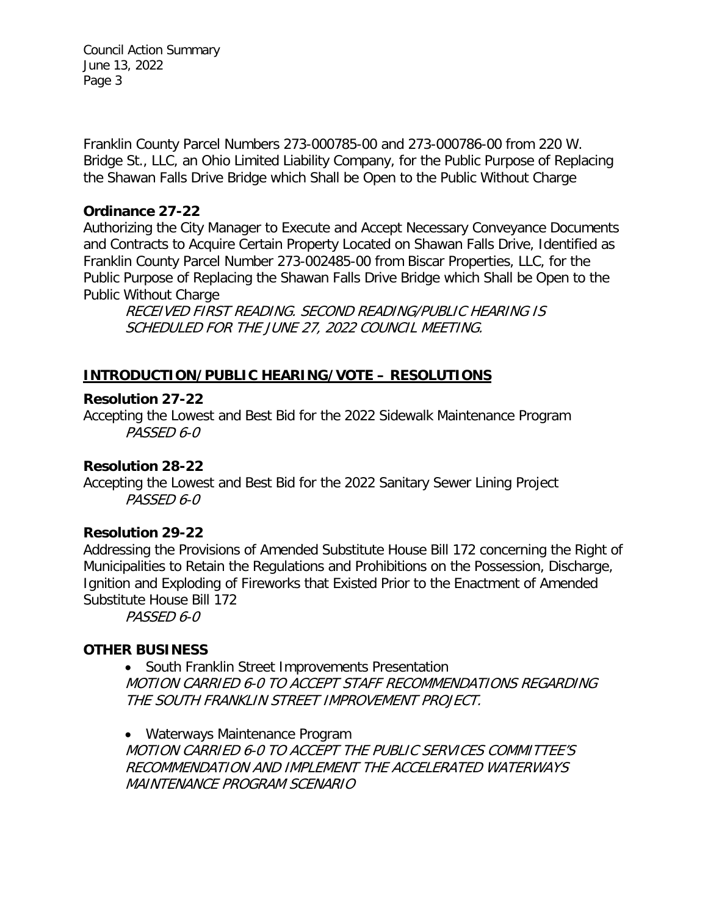Franklin County Parcel Numbers 273-000785-00 and 273-000786-00 from 220 W. Bridge St., LLC, an Ohio Limited Liability Company, for the Public Purpose of Replacing the Shawan Falls Drive Bridge which Shall be Open to the Public Without Charge

**Ordinance 27-22**

Authorizing the City Manager to Execute and Accept Necessary Conveyance Documents and Contracts to Acquire Certain Property Located on Shawan Falls Drive, Identified as Franklin County Parcel Number 273-002485-00 from Biscar Properties, LLC, for the Public Purpose of Replacing the Shawan Falls Drive Bridge which Shall be Open to the Public Without Charge

*RECEIVED FIRST READING. SECOND READING/PUBLIC HEARING IS SCHEDULED FOR THE JUNE 27, 2022 COUNCIL MEETING.*

## INTRODUCTION/PUBLIC HEARING/VOTE – RESOLUTIONS

**Resolution 27-22**

Accepting the Lowest and Best Bid for the 2022 Sidewalk Maintenance Program

*PASSED 6-0*

**Resolution 28-22**

Accepting the Lowest and Best Bid for the 2022 Sanitary Sewer Lining Project

*PASSED 6-0*

**Resolution 29-22**

Addressing the Provisions of Amended Substitute House Bill 172 concerning the Right of Municipalities to Retain the Regulations and Prohibitions on the Possession, Discharge, Ignition and Exploding of Fireworks that Existed Prior to the Enactment of Amended Substitute House Bill 172

*PASSED 6-0*

## OTHER BUSINESS

- South Franklin Street Improvements Presentation

  *MOTION CARRIED 6-0 TO ACCEPT STAFF RECOMMENDATIONS REGARDING THE SOUTH FRANKLIN STREET IMPROVEMENT PROJECT.*

- Waterways Maintenance Program

  *MOTION CARRIED 6-0 TO ACCEPT THE PUBLIC SERVICES COMMITTEE'S RECOMMENDATION AND IMPLEMENT THE ACCELERATED WATERWAYS MAINTENANCE PROGRAM SCENARIO*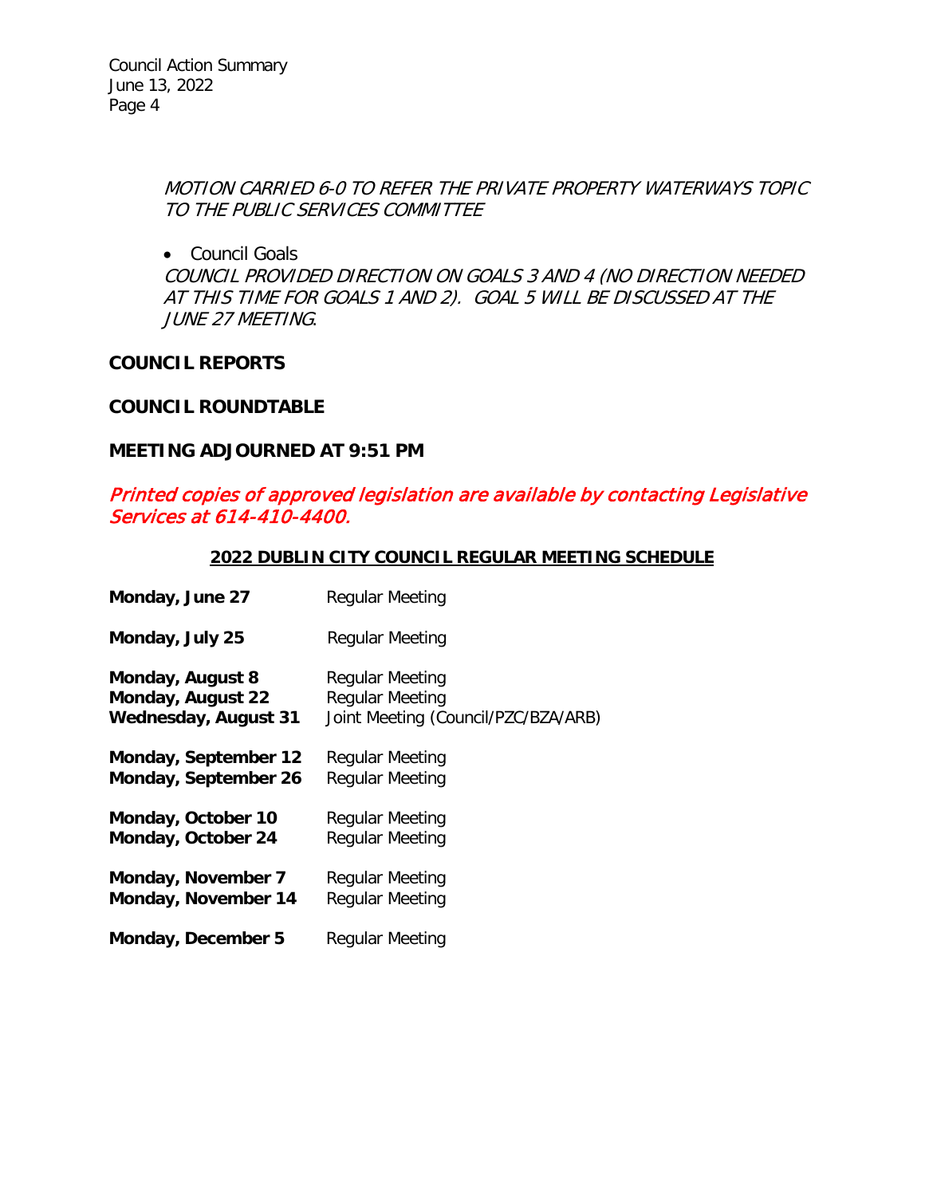*MOTION CARRIED 6-0 TO REFER THE PRIVATE PROPERTY WATERWAYS TOPIC TO THE PUBLIC SERVICES COMMITTEE*

- Council Goals

*COUNCIL PROVIDED DIRECTION ON GOALS 3 AND 4 (NO DIRECTION NEEDED AT THIS TIME FOR GOALS 1 AND 2). GOAL 5 WILL BE DISCUSSED AT THE JUNE 27 MEETING.*

**COUNCIL REPORTS**

**COUNCIL ROUNDTABLE**

**MEETING ADJOURNED AT 9:51 PM**

*Printed copies of approved legislation are available by contacting Legislative Services at 614-410-4400.*

**2022 DUBLIN CITY COUNCIL REGULAR MEETING SCHEDULE**

| | |
|---|---|
| **Monday, June 27** | Regular Meeting |
| **Monday, July 25** | Regular Meeting |
| **Monday, August 8** | Regular Meeting |
| **Monday, August 22** | Regular Meeting |
| **Wednesday, August 31** | Joint Meeting (Council/PZC/BZA/ARB) |
| **Monday, September 12** | Regular Meeting |
| **Monday, September 26** | Regular Meeting |
| **Monday, October 10** | Regular Meeting |
| **Monday, October 24** | Regular Meeting |
| **Monday, November 7** | Regular Meeting |
| **Monday, November 14** | Regular Meeting |
| **Monday, December 5** | Regular Meeting |